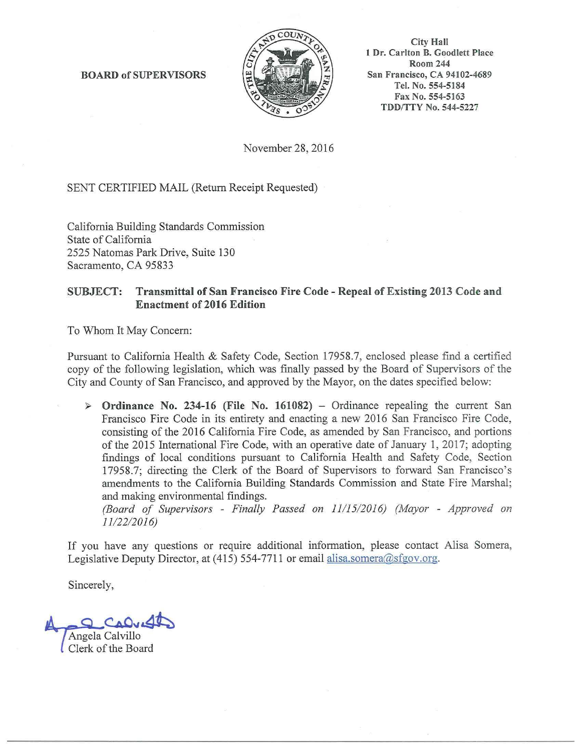BOARD of SUPERVISORS

City Hall
1 Dr. Carlton B. Goodlett Place
Room 244
San Francisco, CA 94102-4689
Tel. No. 554-5184
Fax No. 554-5163
TDD/TTY No. 544-5227

November 28, 2016

SENT CERTIFIED MAIL (Return Receipt Requested)

California Building Standards Commission
State of California
2525 Natomas Park Drive, Suite 130
Sacramento, CA 95833

**SUBJECT: Transmittal of San Francisco Fire Code - Repeal of Existing 2013 Code and Enactment of 2016 Edition**

To Whom It May Concern:

Pursuant to California Health & Safety Code, Section 17958.7, enclosed please find a certified copy of the following legislation, which was finally passed by the Board of Supervisors of the City and County of San Francisco, and approved by the Mayor, on the dates specified below:

- **Ordinance No. 234-16 (File No. 161082)** – Ordinance repealing the current San Francisco Fire Code in its entirety and enacting a new 2016 San Francisco Fire Code, consisting of the 2016 California Fire Code, as amended by San Francisco, and portions of the 2015 International Fire Code, with an operative date of January 1, 2017; adopting findings of local conditions pursuant to California Health and Safety Code, Section 17958.7; directing the Clerk of the Board of Supervisors to forward San Francisco's amendments to the California Building Standards Commission and State Fire Marshal; and making environmental findings.
  *(Board of Supervisors - Finally Passed on 11/15/2016) (Mayor - Approved on 11/22/2016)*

If you have any questions or require additional information, please contact Alisa Somera, Legislative Deputy Director, at (415) 554-7711 or email alisa.somera@sfgov.org.

Sincerely,

Angela Calvillo
Clerk of the Board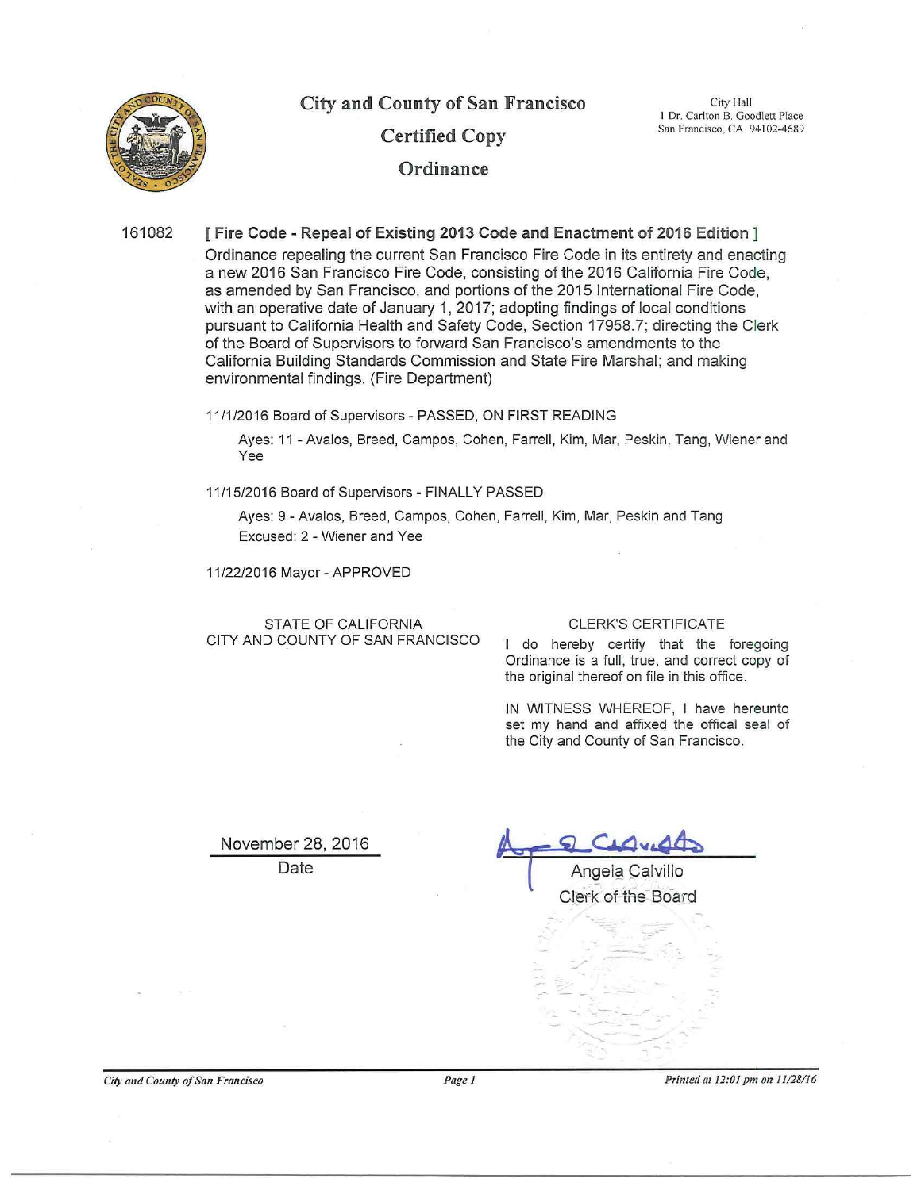# City and County of San Francisco

## Certified Copy

## Ordinance

City Hall
1 Dr. Carlton B. Goodlett Place
San Francisco, CA 94102-4689

161082 **[ Fire Code - Repeal of Existing 2013 Code and Enactment of 2016 Edition ]**

Ordinance repealing the current San Francisco Fire Code in its entirety and enacting a new 2016 San Francisco Fire Code, consisting of the 2016 California Fire Code, as amended by San Francisco, and portions of the 2015 International Fire Code, with an operative date of January 1, 2017; adopting findings of local conditions pursuant to California Health and Safety Code, Section 17958.7; directing the Clerk of the Board of Supervisors to forward San Francisco's amendments to the California Building Standards Commission and State Fire Marshal; and making environmental findings. (Fire Department)

11/1/2016 Board of Supervisors - PASSED, ON FIRST READING

Ayes: 11 - Avalos, Breed, Campos, Cohen, Farrell, Kim, Mar, Peskin, Tang, Wiener and Yee

11/15/2016 Board of Supervisors - FINALLY PASSED

Ayes: 9 - Avalos, Breed, Campos, Cohen, Farrell, Kim, Mar, Peskin and Tang
Excused: 2 - Wiener and Yee

11/22/2016 Mayor - APPROVED

STATE OF CALIFORNIA
CITY AND COUNTY OF SAN FRANCISCO

CLERK'S CERTIFICATE

I do hereby certify that the foregoing Ordinance is a full, true, and correct copy of the original thereof on file in this office.

IN WITNESS WHEREOF, I have hereunto set my hand and affixed the offical seal of the City and County of San Francisco.

November 28, 2016
Date

Angela Calvillo
Clerk of the Board

*Printed at 12:01 pm on 11/28/16*